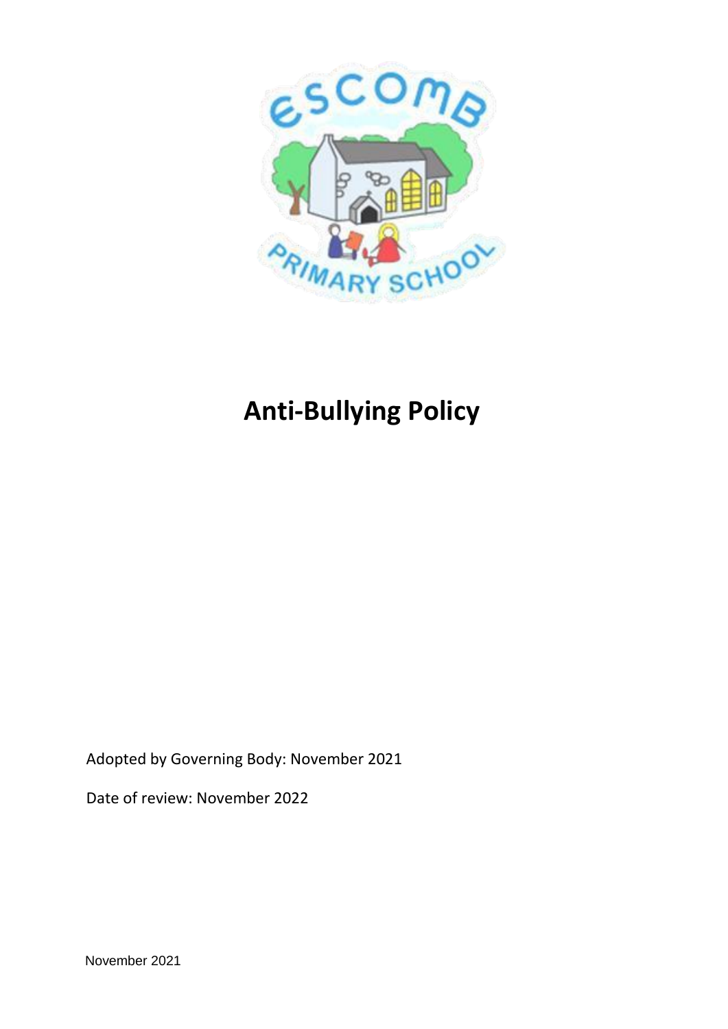# Anti-Bullying Policy

Adopted by Governing Body: November 2021

Date of review: November 2022

November 2021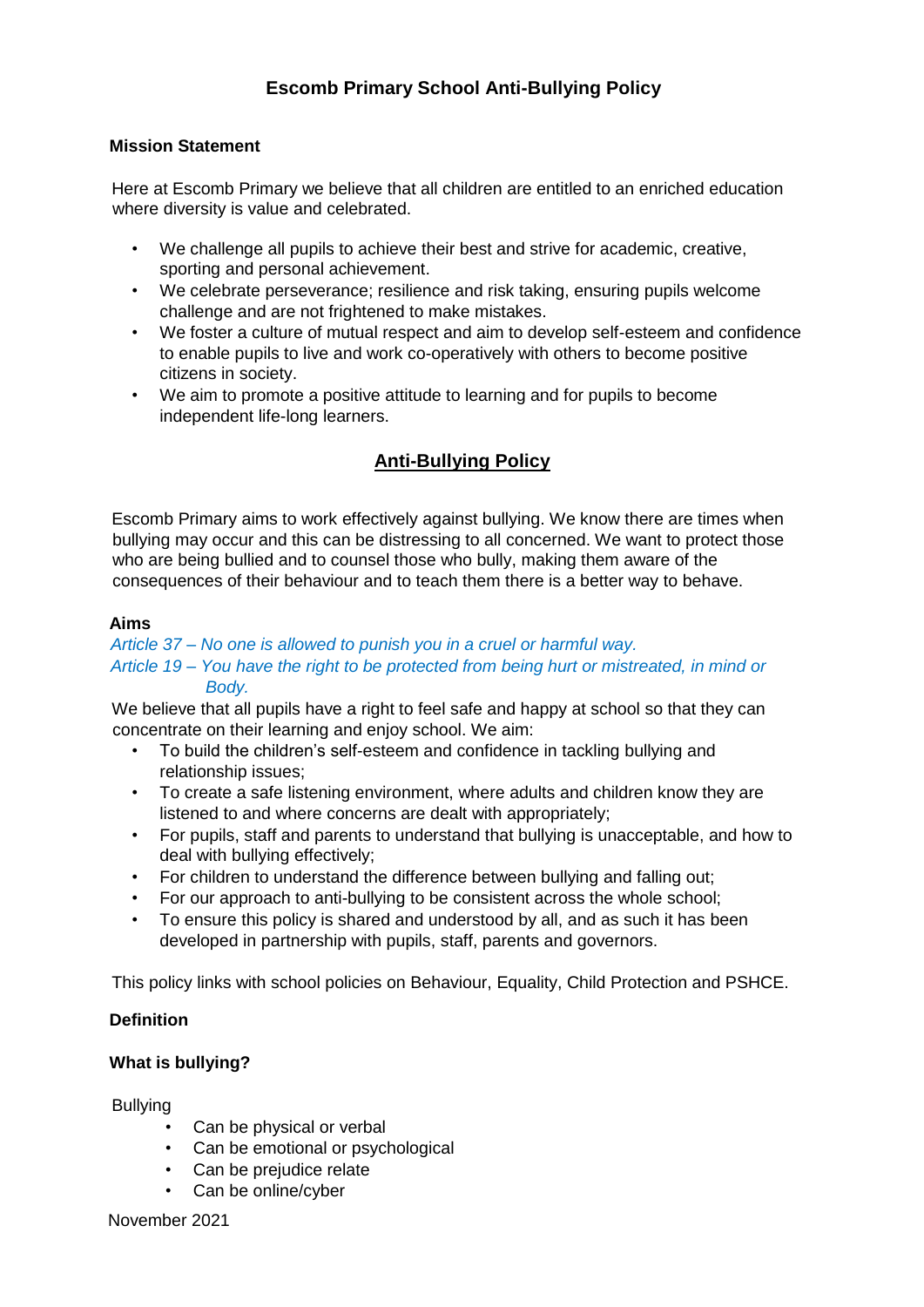# Escomb Primary School Anti-Bullying Policy

**Mission Statement**

Here at Escomb Primary we believe that all children are entitled to an enriched education where diversity is value and celebrated.

- We challenge all pupils to achieve their best and strive for academic, creative, sporting and personal achievement.
- We celebrate perseverance; resilience and risk taking, ensuring pupils welcome challenge and are not frightened to make mistakes.
- We foster a culture of mutual respect and aim to develop self-esteem and confidence to enable pupils to live and work co-operatively with others to become positive citizens in society.
- We aim to promote a positive attitude to learning and for pupils to become independent life-long learners.

## Anti-Bullying Policy

Escomb Primary aims to work effectively against bullying. We know there are times when bullying may occur and this can be distressing to all concerned. We want to protect those who are being bullied and to counsel those who bully, making them aware of the consequences of their behaviour and to teach them there is a better way to behave.

**Aims**

*Article 37 – No one is allowed to punish you in a cruel or harmful way.*
*Article 19 – You have the right to be protected from being hurt or mistreated, in mind or Body.*

We believe that all pupils have a right to feel safe and happy at school so that they can concentrate on their learning and enjoy school. We aim:

- To build the children's self-esteem and confidence in tackling bullying and relationship issues;
- To create a safe listening environment, where adults and children know they are listened to and where concerns are dealt with appropriately;
- For pupils, staff and parents to understand that bullying is unacceptable, and how to deal with bullying effectively;
- For children to understand the difference between bullying and falling out;
- For our approach to anti-bullying to be consistent across the whole school;
- To ensure this policy is shared and understood by all, and as such it has been developed in partnership with pupils, staff, parents and governors.

This policy links with school policies on Behaviour, Equality, Child Protection and PSHCE.

**Definition**

**What is bullying?**

Bullying

- Can be physical or verbal
- Can be emotional or psychological
- Can be prejudice relate
- Can be online/cyber

November 2021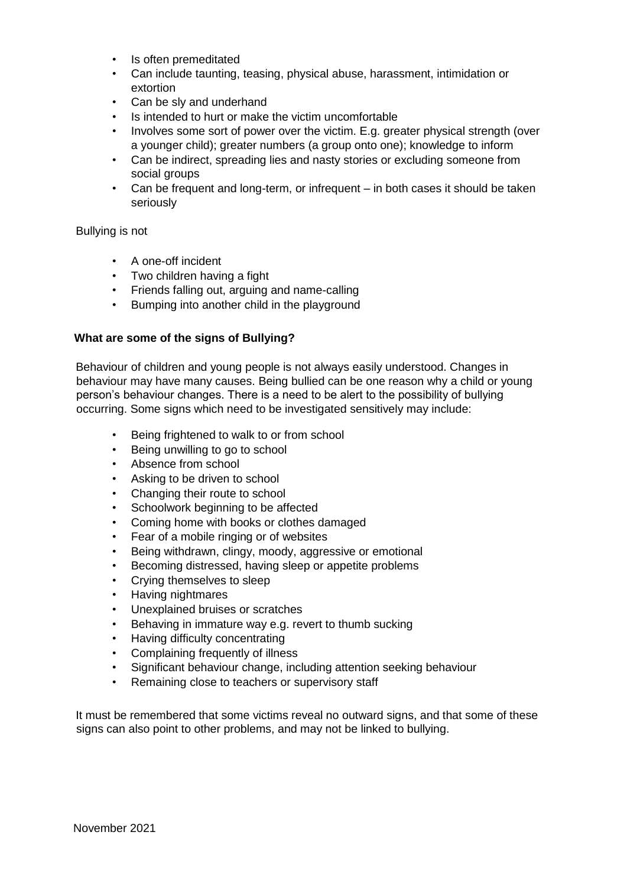- Is often premeditated
- Can include taunting, teasing, physical abuse, harassment, intimidation or extortion
- Can be sly and underhand
- Is intended to hurt or make the victim uncomfortable
- Involves some sort of power over the victim. E.g. greater physical strength (over a younger child); greater numbers (a group onto one); knowledge to inform
- Can be indirect, spreading lies and nasty stories or excluding someone from social groups
- Can be frequent and long-term, or infrequent – in both cases it should be taken seriously

Bullying is not

- A one-off incident
- Two children having a fight
- Friends falling out, arguing and name-calling
- Bumping into another child in the playground

**What are some of the signs of Bullying?**

Behaviour of children and young people is not always easily understood. Changes in behaviour may have many causes. Being bullied can be one reason why a child or young person's behaviour changes. There is a need to be alert to the possibility of bullying occurring. Some signs which need to be investigated sensitively may include:

- Being frightened to walk to or from school
- Being unwilling to go to school
- Absence from school
- Asking to be driven to school
- Changing their route to school
- Schoolwork beginning to be affected
- Coming home with books or clothes damaged
- Fear of a mobile ringing or of websites
- Being withdrawn, clingy, moody, aggressive or emotional
- Becoming distressed, having sleep or appetite problems
- Crying themselves to sleep
- Having nightmares
- Unexplained bruises or scratches
- Behaving in immature way e.g. revert to thumb sucking
- Having difficulty concentrating
- Complaining frequently of illness
- Significant behaviour change, including attention seeking behaviour
- Remaining close to teachers or supervisory staff

It must be remembered that some victims reveal no outward signs, and that some of these signs can also point to other problems, and may not be linked to bullying.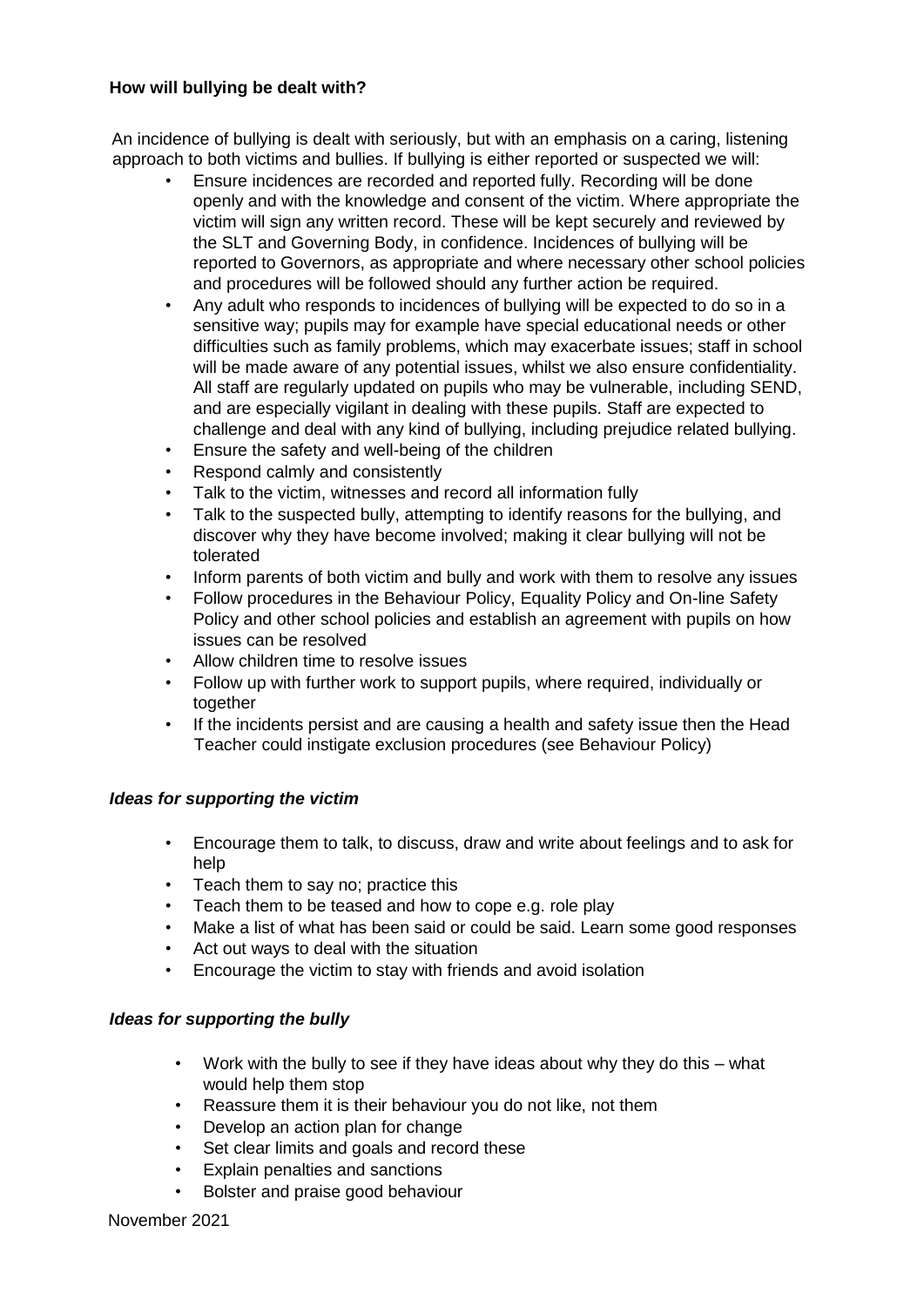**How will bullying be dealt with?**

An incidence of bullying is dealt with seriously, but with an emphasis on a caring, listening approach to both victims and bullies. If bullying is either reported or suspected we will:

- Ensure incidences are recorded and reported fully. Recording will be done openly and with the knowledge and consent of the victim. Where appropriate the victim will sign any written record. These will be kept securely and reviewed by the SLT and Governing Body, in confidence. Incidences of bullying will be reported to Governors, as appropriate and where necessary other school policies and procedures will be followed should any further action be required.
- Any adult who responds to incidences of bullying will be expected to do so in a sensitive way; pupils may for example have special educational needs or other difficulties such as family problems, which may exacerbate issues; staff in school will be made aware of any potential issues, whilst we also ensure confidentiality. All staff are regularly updated on pupils who may be vulnerable, including SEND, and are especially vigilant in dealing with these pupils. Staff are expected to challenge and deal with any kind of bullying, including prejudice related bullying.
- Ensure the safety and well-being of the children
- Respond calmly and consistently
- Talk to the victim, witnesses and record all information fully
- Talk to the suspected bully, attempting to identify reasons for the bullying, and discover why they have become involved; making it clear bullying will not be tolerated
- Inform parents of both victim and bully and work with them to resolve any issues
- Follow procedures in the Behaviour Policy, Equality Policy and On-line Safety Policy and other school policies and establish an agreement with pupils on how issues can be resolved
- Allow children time to resolve issues
- Follow up with further work to support pupils, where required, individually or together
- If the incidents persist and are causing a health and safety issue then the Head Teacher could instigate exclusion procedures (see Behaviour Policy)

***Ideas for supporting the victim***

- Encourage them to talk, to discuss, draw and write about feelings and to ask for help
- Teach them to say no; practice this
- Teach them to be teased and how to cope e.g. role play
- Make a list of what has been said or could be said. Learn some good responses
- Act out ways to deal with the situation
- Encourage the victim to stay with friends and avoid isolation

***Ideas for supporting the bully***

- Work with the bully to see if they have ideas about why they do this – what would help them stop
- Reassure them it is their behaviour you do not like, not them
- Develop an action plan for change
- Set clear limits and goals and record these
- Explain penalties and sanctions
- Bolster and praise good behaviour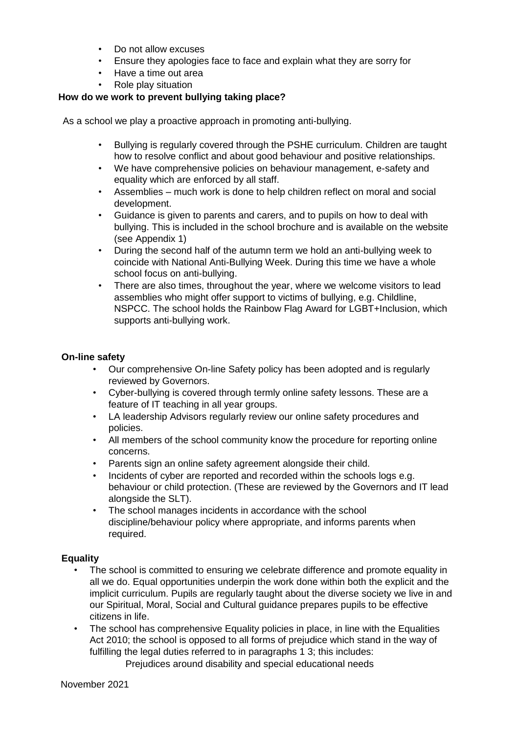- Do not allow excuses
- Ensure they apologies face to face and explain what they are sorry for
- Have a time out area
- Role play situation

**How do we work to prevent bullying taking place?**

As a school we play a proactive approach in promoting anti-bullying.

- Bullying is regularly covered through the PSHE curriculum. Children are taught how to resolve conflict and about good behaviour and positive relationships.
- We have comprehensive policies on behaviour management, e-safety and equality which are enforced by all staff.
- Assemblies – much work is done to help children reflect on moral and social development.
- Guidance is given to parents and carers, and to pupils on how to deal with bullying. This is included in the school brochure and is available on the website (see Appendix 1)
- During the second half of the autumn term we hold an anti-bullying week to coincide with National Anti-Bullying Week. During this time we have a whole school focus on anti-bullying.
- There are also times, throughout the year, where we welcome visitors to lead assemblies who might offer support to victims of bullying, e.g. Childline, NSPCC. The school holds the Rainbow Flag Award for LGBT+Inclusion, which supports anti-bullying work.

**On-line safety**

- Our comprehensive On-line Safety policy has been adopted and is regularly reviewed by Governors.
- Cyber-bullying is covered through termly online safety lessons. These are a feature of IT teaching in all year groups.
- LA leadership Advisors regularly review our online safety procedures and policies.
- All members of the school community know the procedure for reporting online concerns.
- Parents sign an online safety agreement alongside their child.
- Incidents of cyber are reported and recorded within the schools logs e.g. behaviour or child protection. (These are reviewed by the Governors and IT lead alongside the SLT).
- The school manages incidents in accordance with the school discipline/behaviour policy where appropriate, and informs parents when required.

**Equality**

- The school is committed to ensuring we celebrate difference and promote equality in all we do. Equal opportunities underpin the work done within both the explicit and the implicit curriculum. Pupils are regularly taught about the diverse society we live in and our Spiritual, Moral, Social and Cultural guidance prepares pupils to be effective citizens in life.
- The school has comprehensive Equality policies in place, in line with the Equalities Act 2010; the school is opposed to all forms of prejudice which stand in the way of fulfilling the legal duties referred to in paragraphs 1 3; this includes:

  Prejudices around disability and special educational needs

November 2021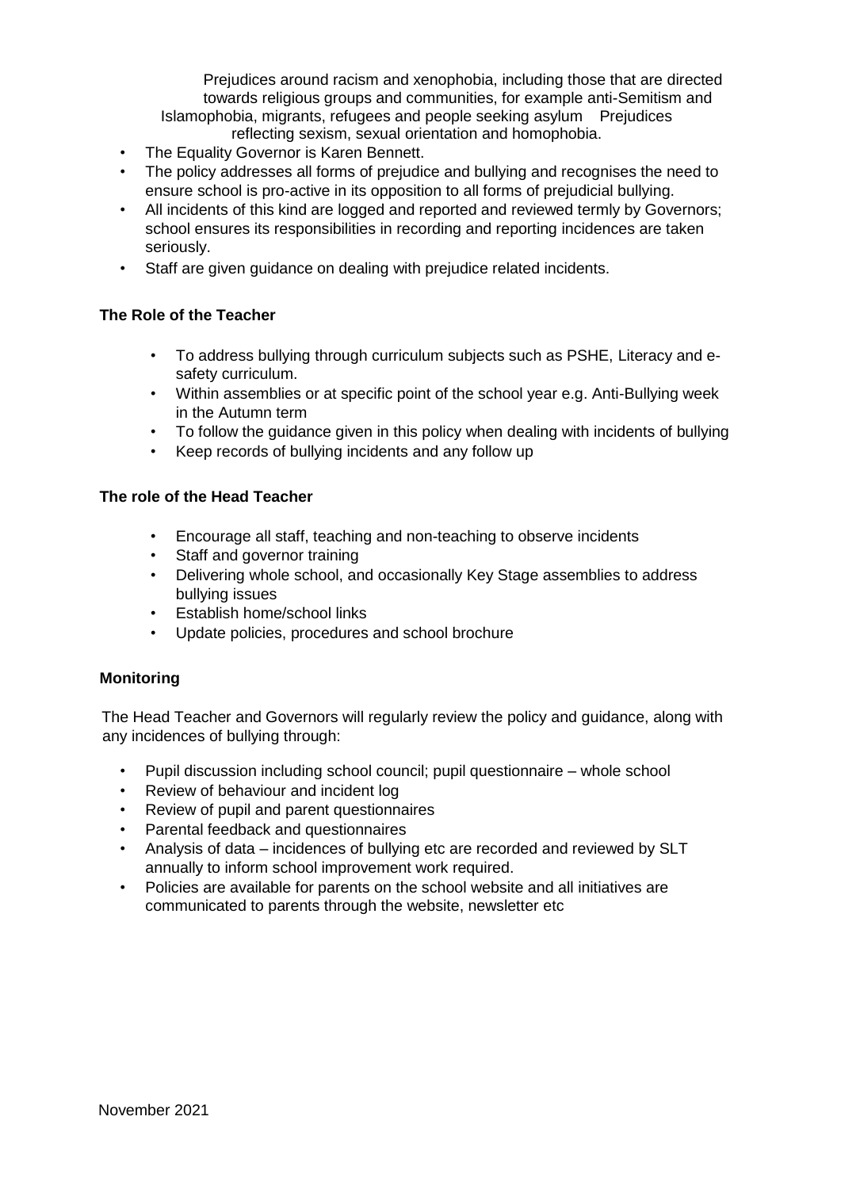Prejudices around racism and xenophobia, including those that are directed towards religious groups and communities, for example anti-Semitism and Islamophobia, migrants, refugees and people seeking asylum Prejudices reflecting sexism, sexual orientation and homophobia.

- The Equality Governor is Karen Bennett.
- The policy addresses all forms of prejudice and bullying and recognises the need to ensure school is pro-active in its opposition to all forms of prejudicial bullying.
- All incidents of this kind are logged and reported and reviewed termly by Governors; school ensures its responsibilities in recording and reporting incidences are taken seriously.
- Staff are given guidance on dealing with prejudice related incidents.

**The Role of the Teacher**

- To address bullying through curriculum subjects such as PSHE, Literacy and e-safety curriculum.
- Within assemblies or at specific point of the school year e.g. Anti-Bullying week in the Autumn term
- To follow the guidance given in this policy when dealing with incidents of bullying
- Keep records of bullying incidents and any follow up

**The role of the Head Teacher**

- Encourage all staff, teaching and non-teaching to observe incidents
- Staff and governor training
- Delivering whole school, and occasionally Key Stage assemblies to address bullying issues
- Establish home/school links
- Update policies, procedures and school brochure

**Monitoring**

The Head Teacher and Governors will regularly review the policy and guidance, along with any incidences of bullying through:

- Pupil discussion including school council; pupil questionnaire – whole school
- Review of behaviour and incident log
- Review of pupil and parent questionnaires
- Parental feedback and questionnaires
- Analysis of data – incidences of bullying etc are recorded and reviewed by SLT annually to inform school improvement work required.
- Policies are available for parents on the school website and all initiatives are communicated to parents through the website, newsletter etc

November 2021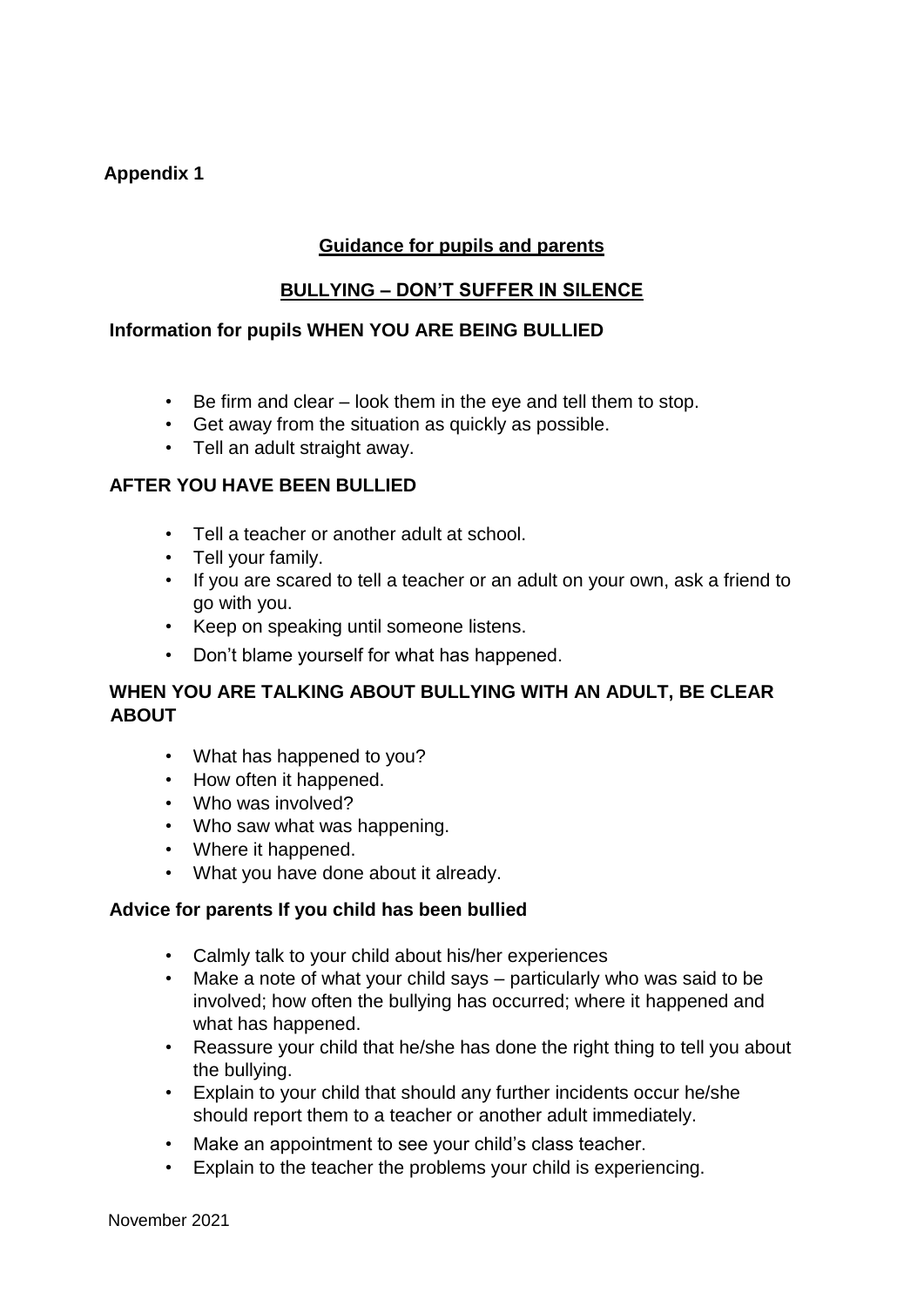**Appendix 1**

## Guidance for pupils and parents

## BULLYING – DON'T SUFFER IN SILENCE

### Information for pupils WHEN YOU ARE BEING BULLIED

- Be firm and clear – look them in the eye and tell them to stop.
- Get away from the situation as quickly as possible.
- Tell an adult straight away.

### AFTER YOU HAVE BEEN BULLIED

- Tell a teacher or another adult at school.
- Tell your family.
- If you are scared to tell a teacher or an adult on your own, ask a friend to go with you.
- Keep on speaking until someone listens.
- Don't blame yourself for what has happened.

### WHEN YOU ARE TALKING ABOUT BULLYING WITH AN ADULT, BE CLEAR ABOUT

- What has happened to you?
- How often it happened.
- Who was involved?
- Who saw what was happening.
- Where it happened.
- What you have done about it already.

### Advice for parents If you child has been bullied

- Calmly talk to your child about his/her experiences
- Make a note of what your child says – particularly who was said to be involved; how often the bullying has occurred; where it happened and what has happened.
- Reassure your child that he/she has done the right thing to tell you about the bullying.
- Explain to your child that should any further incidents occur he/she should report them to a teacher or another adult immediately.
- Make an appointment to see your child's class teacher.
- Explain to the teacher the problems your child is experiencing.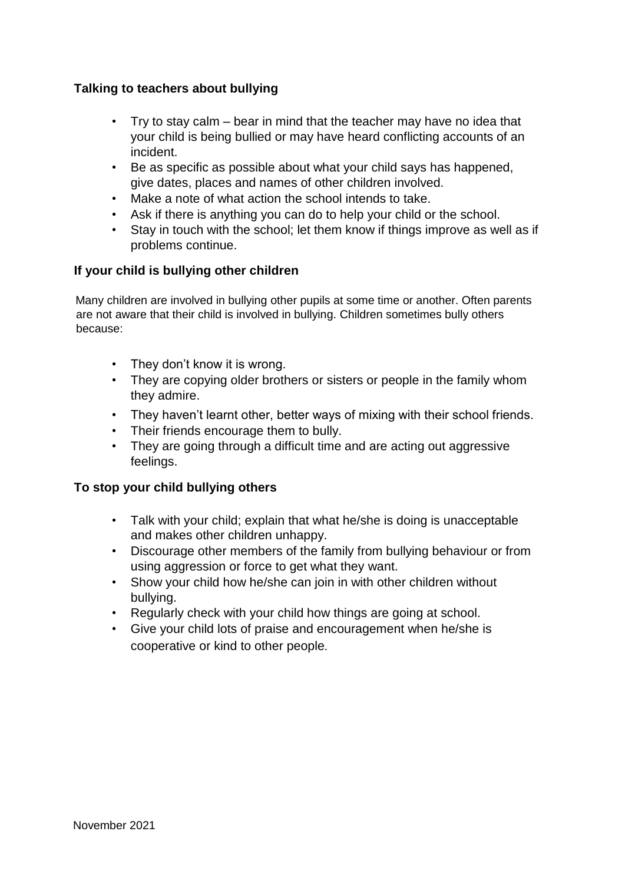**Talking to teachers about bullying**

- Try to stay calm – bear in mind that the teacher may have no idea that your child is being bullied or may have heard conflicting accounts of an incident.
- Be as specific as possible about what your child says has happened, give dates, places and names of other children involved.
- Make a note of what action the school intends to take.
- Ask if there is anything you can do to help your child or the school.
- Stay in touch with the school; let them know if things improve as well as if problems continue.

**If your child is bullying other children**

Many children are involved in bullying other pupils at some time or another. Often parents are not aware that their child is involved in bullying. Children sometimes bully others because:

- They don't know it is wrong.
- They are copying older brothers or sisters or people in the family whom they admire.
- They haven't learnt other, better ways of mixing with their school friends.
- Their friends encourage them to bully.
- They are going through a difficult time and are acting out aggressive feelings.

**To stop your child bullying others**

- Talk with your child; explain that what he/she is doing is unacceptable and makes other children unhappy.
- Discourage other members of the family from bullying behaviour or from using aggression or force to get what they want.
- Show your child how he/she can join in with other children without bullying.
- Regularly check with your child how things are going at school.
- Give your child lots of praise and encouragement when he/she is cooperative or kind to other people.

November 2021